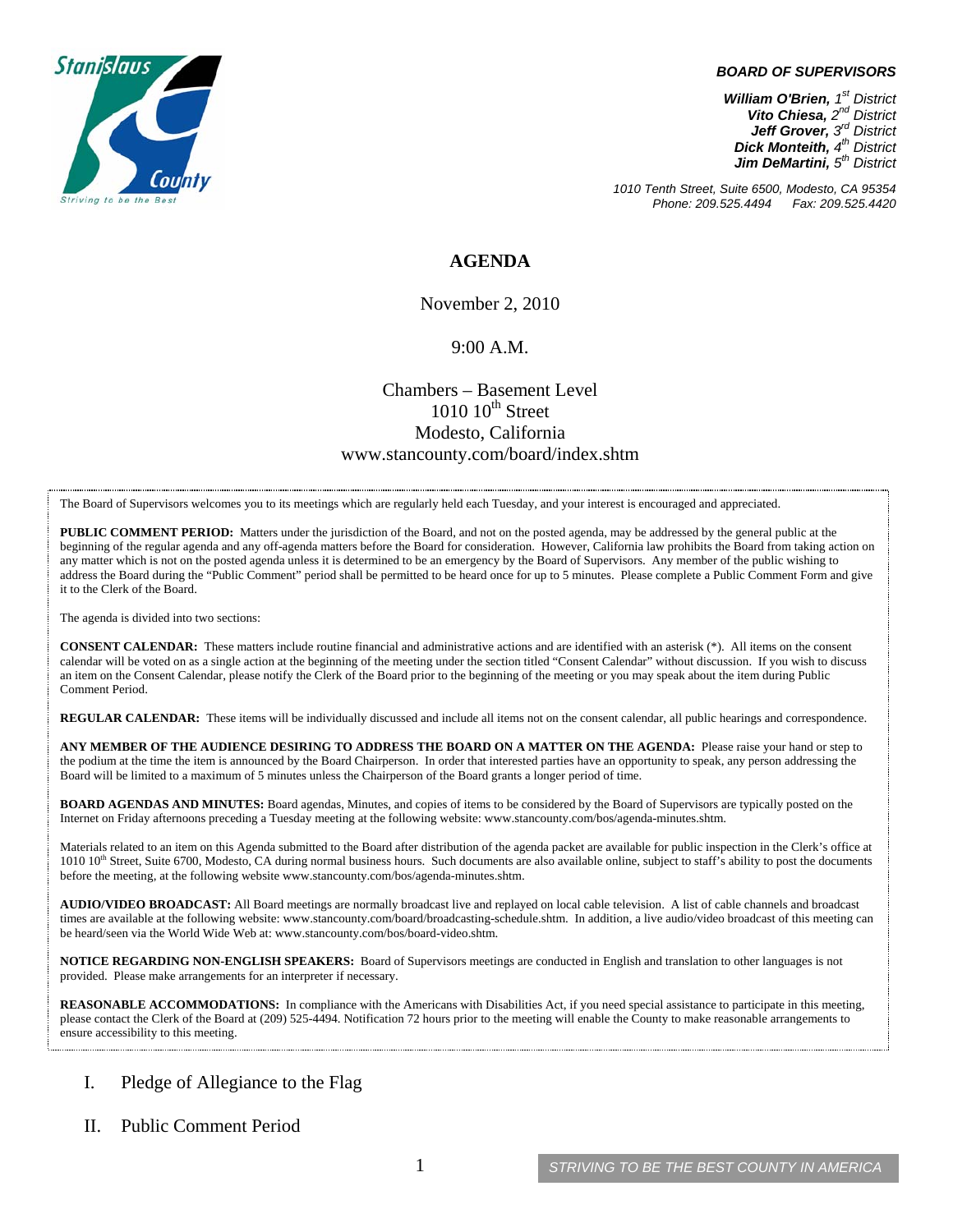Stanislaus County
*Striving to be the Best*

***BOARD OF SUPERVISORS***

***William O'Brien,** 1st District*
***Vito Chiesa,** 2nd District*
***Jeff Grover,** 3rd District*
***Dick Monteith,** 4th District*
***Jim DeMartini,** 5th District*

*1010 Tenth Street, Suite 6500, Modesto, CA 95354*
*Phone: 209.525.4494 Fax: 209.525.4420*

# AGENDA

November 2, 2010

9:00 A.M.

Chambers – Basement Level
1010 10th Street
Modesto, California
www.stancounty.com/board/index.shtm

The Board of Supervisors welcomes you to its meetings which are regularly held each Tuesday, and your interest is encouraged and appreciated.

**PUBLIC COMMENT PERIOD:** Matters under the jurisdiction of the Board, and not on the posted agenda, may be addressed by the general public at the beginning of the regular agenda and any off-agenda matters before the Board for consideration. However, California law prohibits the Board from taking action on any matter which is not on the posted agenda unless it is determined to be an emergency by the Board of Supervisors. Any member of the public wishing to address the Board during the "Public Comment" period shall be permitted to be heard once for up to 5 minutes. Please complete a Public Comment Form and give it to the Clerk of the Board.

The agenda is divided into two sections:

**CONSENT CALENDAR:** These matters include routine financial and administrative actions and are identified with an asterisk (*). All items on the consent calendar will be voted on as a single action at the beginning of the meeting under the section titled "Consent Calendar" without discussion. If you wish to discuss an item on the Consent Calendar, please notify the Clerk of the Board prior to the beginning of the meeting or you may speak about the item during Public Comment Period.

**REGULAR CALENDAR:** These items will be individually discussed and include all items not on the consent calendar, all public hearings and correspondence.

**ANY MEMBER OF THE AUDIENCE DESIRING TO ADDRESS THE BOARD ON A MATTER ON THE AGENDA:** Please raise your hand or step to the podium at the time the item is announced by the Board Chairperson. In order that interested parties have an opportunity to speak, any person addressing the Board will be limited to a maximum of 5 minutes unless the Chairperson of the Board grants a longer period of time.

**BOARD AGENDAS AND MINUTES:** Board agendas, Minutes, and copies of items to be considered by the Board of Supervisors are typically posted on the Internet on Friday afternoons preceding a Tuesday meeting at the following website: www.stancounty.com/bos/agenda-minutes.shtm.

Materials related to an item on this Agenda submitted to the Board after distribution of the agenda packet are available for public inspection in the Clerk's office at 1010 10th Street, Suite 6700, Modesto, CA during normal business hours. Such documents are also available online, subject to staff's ability to post the documents before the meeting, at the following website www.stancounty.com/bos/agenda-minutes.shtm.

**AUDIO/VIDEO BROADCAST:** All Board meetings are normally broadcast live and replayed on local cable television. A list of cable channels and broadcast times are available at the following website: www.stancounty.com/board/broadcasting-schedule.shtm. In addition, a live audio/video broadcast of this meeting can be heard/seen via the World Wide Web at: www.stancounty.com/bos/board-video.shtm.

**NOTICE REGARDING NON-ENGLISH SPEAKERS:** Board of Supervisors meetings are conducted in English and translation to other languages is not provided. Please make arrangements for an interpreter if necessary.

**REASONABLE ACCOMMODATIONS:** In compliance with the Americans with Disabilities Act, if you need special assistance to participate in this meeting, please contact the Clerk of the Board at (209) 525-4494. Notification 72 hours prior to the meeting will enable the County to make reasonable arrangements to ensure accessibility to this meeting.

I. Pledge of Allegiance to the Flag

II. Public Comment Period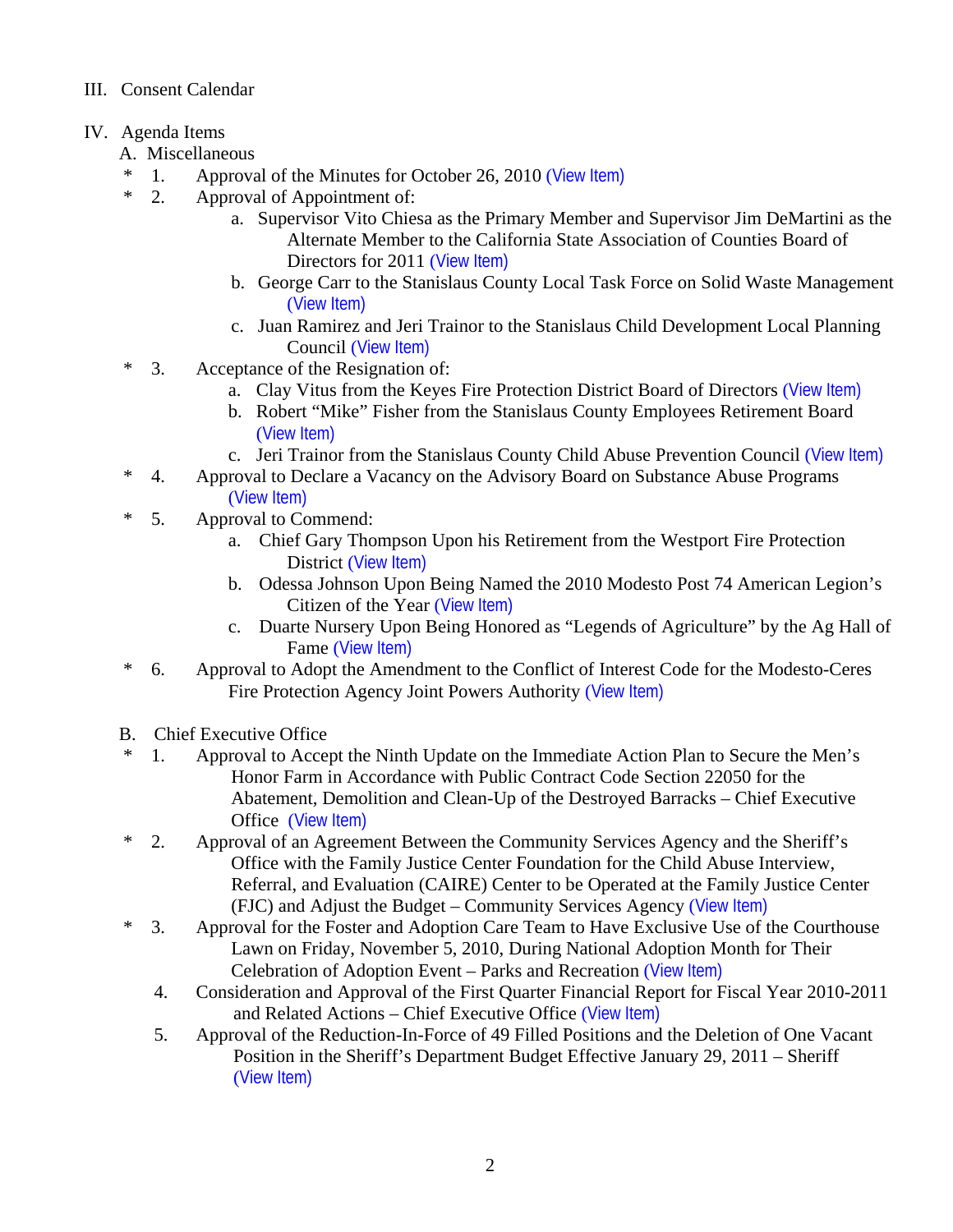III. Consent Calendar

IV. Agenda Items

A. Miscellaneous

\* 1. Approval of the Minutes for October 26, 2010 (View Item)

\* 2. Approval of Appointment of:

a. Supervisor Vito Chiesa as the Primary Member and Supervisor Jim DeMartini as the Alternate Member to the California State Association of Counties Board of Directors for 2011 (View Item)

b. George Carr to the Stanislaus County Local Task Force on Solid Waste Management (View Item)

c. Juan Ramirez and Jeri Trainor to the Stanislaus Child Development Local Planning Council (View Item)

\* 3. Acceptance of the Resignation of:

a. Clay Vitus from the Keyes Fire Protection District Board of Directors (View Item)

b. Robert "Mike" Fisher from the Stanislaus County Employees Retirement Board (View Item)

c. Jeri Trainor from the Stanislaus County Child Abuse Prevention Council (View Item)

\* 4. Approval to Declare a Vacancy on the Advisory Board on Substance Abuse Programs (View Item)

\* 5. Approval to Commend:

a. Chief Gary Thompson Upon his Retirement from the Westport Fire Protection District (View Item)

b. Odessa Johnson Upon Being Named the 2010 Modesto Post 74 American Legion's Citizen of the Year (View Item)

c. Duarte Nursery Upon Being Honored as "Legends of Agriculture" by the Ag Hall of Fame (View Item)

\* 6. Approval to Adopt the Amendment to the Conflict of Interest Code for the Modesto-Ceres Fire Protection Agency Joint Powers Authority (View Item)

B. Chief Executive Office

\* 1. Approval to Accept the Ninth Update on the Immediate Action Plan to Secure the Men's Honor Farm in Accordance with Public Contract Code Section 22050 for the Abatement, Demolition and Clean-Up of the Destroyed Barracks – Chief Executive Office (View Item)

\* 2. Approval of an Agreement Between the Community Services Agency and the Sheriff's Office with the Family Justice Center Foundation for the Child Abuse Interview, Referral, and Evaluation (CAIRE) Center to be Operated at the Family Justice Center (FJC) and Adjust the Budget – Community Services Agency (View Item)

\* 3. Approval for the Foster and Adoption Care Team to Have Exclusive Use of the Courthouse Lawn on Friday, November 5, 2010, During National Adoption Month for Their Celebration of Adoption Event – Parks and Recreation (View Item)

4. Consideration and Approval of the First Quarter Financial Report for Fiscal Year 2010-2011 and Related Actions – Chief Executive Office (View Item)

5. Approval of the Reduction-In-Force of 49 Filled Positions and the Deletion of One Vacant Position in the Sheriff's Department Budget Effective January 29, 2011 – Sheriff (View Item)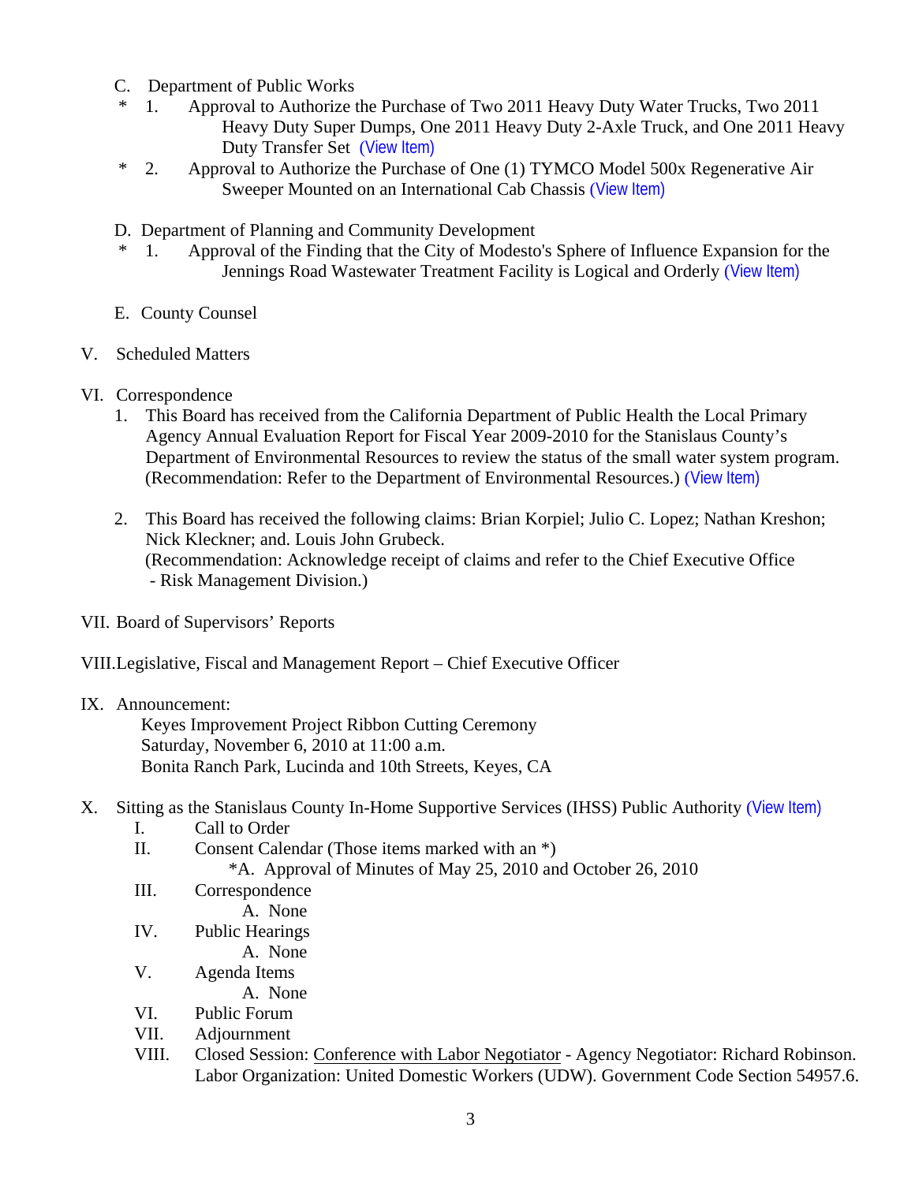C. Department of Public Works

\* 1. Approval to Authorize the Purchase of Two 2011 Heavy Duty Water Trucks, Two 2011 Heavy Duty Super Dumps, One 2011 Heavy Duty 2-Axle Truck, and One 2011 Heavy Duty Transfer Set (View Item)

\* 2. Approval to Authorize the Purchase of One (1) TYMCO Model 500x Regenerative Air Sweeper Mounted on an International Cab Chassis (View Item)

D. Department of Planning and Community Development

\* 1. Approval of the Finding that the City of Modesto's Sphere of Influence Expansion for the Jennings Road Wastewater Treatment Facility is Logical and Orderly (View Item)

E. County Counsel

V. Scheduled Matters

VI. Correspondence

1. This Board has received from the California Department of Public Health the Local Primary Agency Annual Evaluation Report for Fiscal Year 2009-2010 for the Stanislaus County's Department of Environmental Resources to review the status of the small water system program. (Recommendation: Refer to the Department of Environmental Resources.) (View Item)

2. This Board has received the following claims: Brian Korpiel; Julio C. Lopez; Nathan Kreshon; Nick Kleckner; and. Louis John Grubeck.
(Recommendation: Acknowledge receipt of claims and refer to the Chief Executive Office - Risk Management Division.)

VII. Board of Supervisors' Reports

VIII. Legislative, Fiscal and Management Report – Chief Executive Officer

IX. Announcement:
Keyes Improvement Project Ribbon Cutting Ceremony
Saturday, November 6, 2010 at 11:00 a.m.
Bonita Ranch Park, Lucinda and 10th Streets, Keyes, CA

X. Sitting as the Stanislaus County In-Home Supportive Services (IHSS) Public Authority (View Item)

I. Call to Order

II. Consent Calendar (Those items marked with an *)
\*A. Approval of Minutes of May 25, 2010 and October 26, 2010

III. Correspondence
A. None

IV. Public Hearings
A. None

V. Agenda Items
A. None

VI. Public Forum

VII. Adjournment

VIII. Closed Session: <u>Conference with Labor Negotiator</u> - Agency Negotiator: Richard Robinson. Labor Organization: United Domestic Workers (UDW). Government Code Section 54957.6.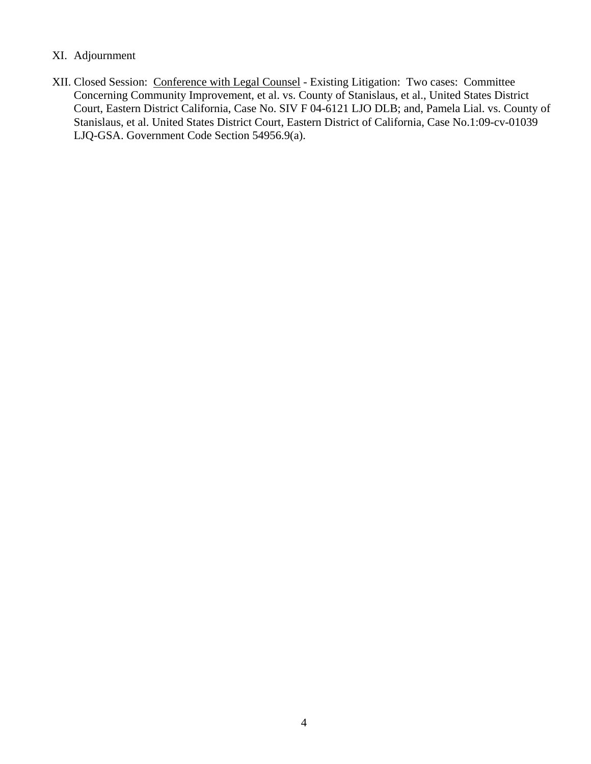XI. Adjournment

XII. Closed Session: Conference with Legal Counsel - Existing Litigation: Two cases: Committee Concerning Community Improvement, et al. vs. County of Stanislaus, et al., United States District Court, Eastern District California, Case No. SIV F 04-6121 LJO DLB; and, Pamela Lial. vs. County of Stanislaus, et al. United States District Court, Eastern District of California, Case No.1:09-cv-01039 LJQ-GSA. Government Code Section 54956.9(a).